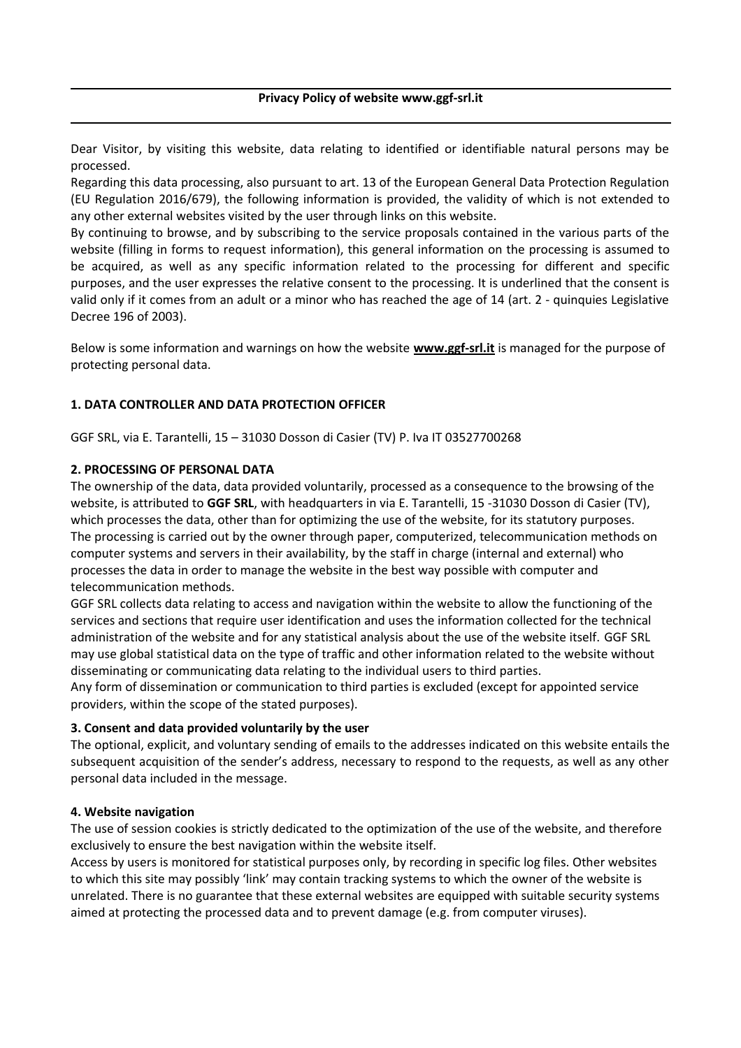# Privacy Policy of website www.ggf-srl.it

Dear Visitor, by visiting this website, data relating to identified or identifiable natural persons may be processed.

Regarding this data processing, also pursuant to art. 13 of the European General Data Protection Regulation (EU Regulation 2016/679), the following information is provided, the validity of which is not extended to any other external websites visited by the user through links on this website.

By continuing to browse, and by subscribing to the service proposals contained in the various parts of the website (filling in forms to request information), this general information on the processing is assumed to be acquired, as well as any specific information related to the processing for different and specific purposes, and the user expresses the relative consent to the processing. It is underlined that the consent is valid only if it comes from an adult or a minor who has reached the age of 14 (art. 2 - quinquies Legislative Decree 196 of 2003).

Below is some information and warnings on how the website **www.ggf-srl.it** is managed for the purpose of protecting personal data.

## 1. DATA CONTROLLER AND DATA PROTECTION OFFICER

GGF SRL, via E. Tarantelli, 15 – 31030 Dosson di Casier (TV) P. Iva IT 03527700268

## 2. PROCESSING OF PERSONAL DATA

The ownership of the data, data provided voluntarily, processed as a consequence to the browsing of the website, is attributed to **GGF SRL**, with headquarters in via E. Tarantelli, 15 -31030 Dosson di Casier (TV), which processes the data, other than for optimizing the use of the website, for its statutory purposes.

The processing is carried out by the owner through paper, computerized, telecommunication methods on computer systems and servers in their availability, by the staff in charge (internal and external) who processes the data in order to manage the website in the best way possible with computer and telecommunication methods.

GGF SRL collects data relating to access and navigation within the website to allow the functioning of the services and sections that require user identification and uses the information collected for the technical administration of the website and for any statistical analysis about the use of the website itself. GGF SRL may use global statistical data on the type of traffic and other information related to the website without disseminating or communicating data relating to the individual users to third parties.

Any form of dissemination or communication to third parties is excluded (except for appointed service providers, within the scope of the stated purposes).

## 3. Consent and data provided voluntarily by the user

The optional, explicit, and voluntary sending of emails to the addresses indicated on this website entails the subsequent acquisition of the sender's address, necessary to respond to the requests, as well as any other personal data included in the message.

## 4. Website navigation

The use of session cookies is strictly dedicated to the optimization of the use of the website, and therefore exclusively to ensure the best navigation within the website itself.

Access by users is monitored for statistical purposes only, by recording in specific log files. Other websites to which this site may possibly 'link' may contain tracking systems to which the owner of the website is unrelated. There is no guarantee that these external websites are equipped with suitable security systems aimed at protecting the processed data and to prevent damage (e.g. from computer viruses).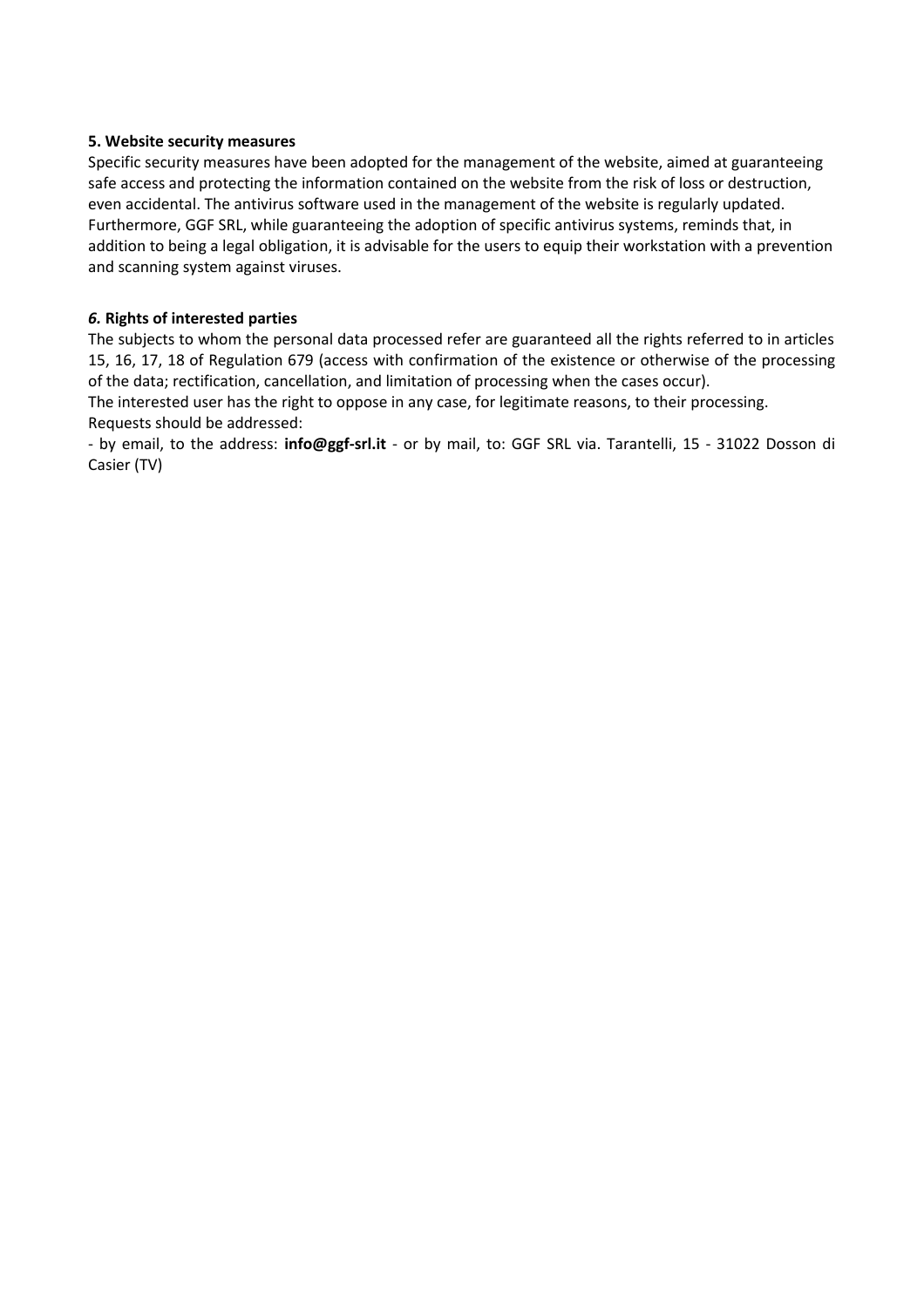**5. Website security measures**

Specific security measures have been adopted for the management of the website, aimed at guaranteeing safe access and protecting the information contained on the website from the risk of loss or destruction, even accidental. The antivirus software used in the management of the website is regularly updated. Furthermore, GGF SRL, while guaranteeing the adoption of specific antivirus systems, reminds that, in addition to being a legal obligation, it is advisable for the users to equip their workstation with a prevention and scanning system against viruses.

***6.* Rights of interested parties**

The subjects to whom the personal data processed refer are guaranteed all the rights referred to in articles 15, 16, 17, 18 of Regulation 679 (access with confirmation of the existence or otherwise of the processing of the data; rectification, cancellation, and limitation of processing when the cases occur).

The interested user has the right to oppose in any case, for legitimate reasons, to their processing.

Requests should be addressed:

- by email, to the address: **info@ggf-srl.it** - or by mail, to: GGF SRL via. Tarantelli, 15 - 31022 Dosson di Casier (TV)